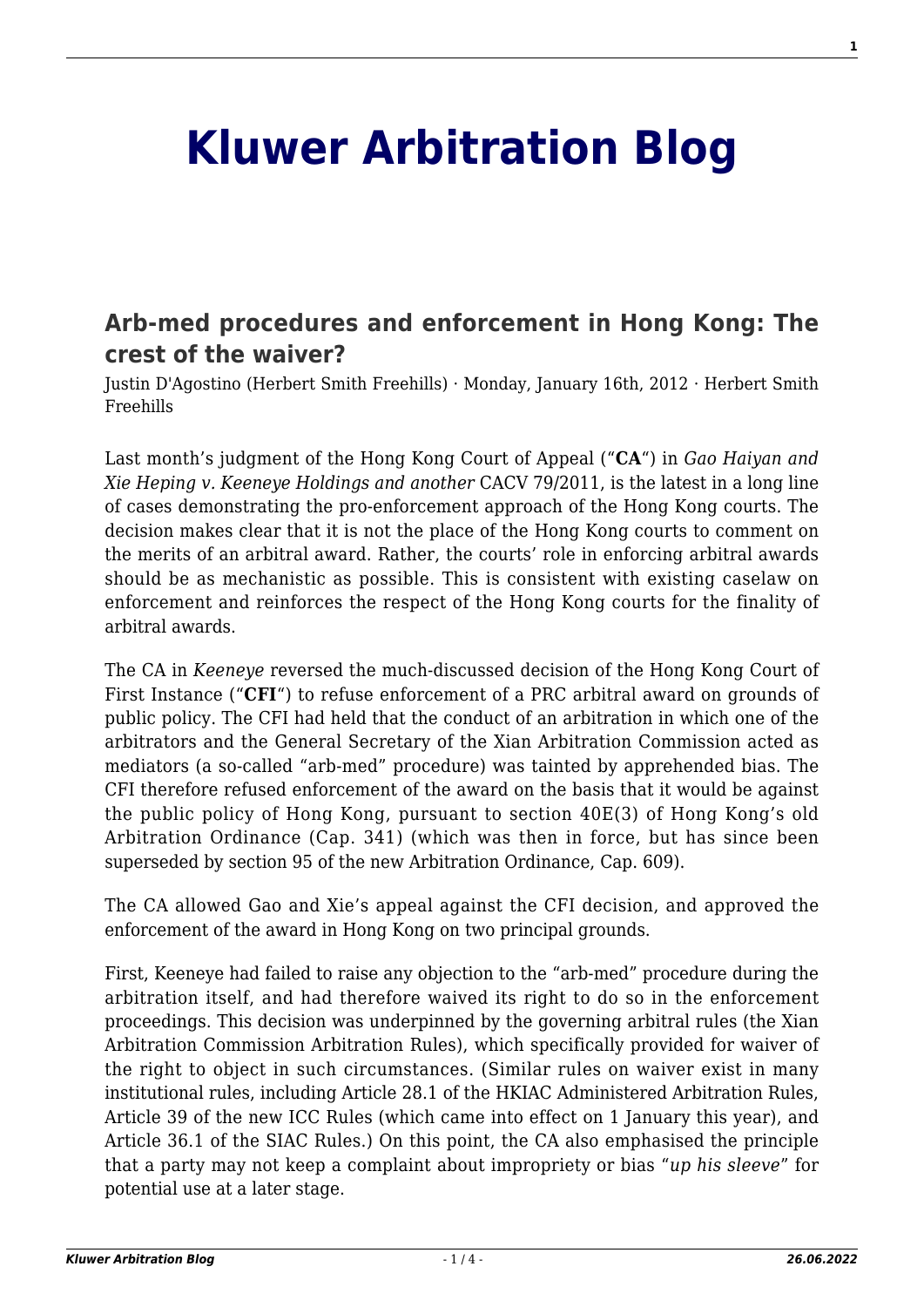# Kluwer Arbitration Blog

## Arb-med procedures and enforcement in Hong Kong: The crest of the waiver?

Justin D'Agostino (Herbert Smith Freehills) · Monday, January 16th, 2012 · Herbert Smith Freehills

Last month's judgment of the Hong Kong Court of Appeal ("**CA**") in *Gao Haiyan and Xie Heping v. Keeneye Holdings and another* CACV 79/2011, is the latest in a long line of cases demonstrating the pro-enforcement approach of the Hong Kong courts. The decision makes clear that it is not the place of the Hong Kong courts to comment on the merits of an arbitral award. Rather, the courts' role in enforcing arbitral awards should be as mechanistic as possible. This is consistent with existing caselaw on enforcement and reinforces the respect of the Hong Kong courts for the finality of arbitral awards.

The CA in *Keeneye* reversed the much-discussed decision of the Hong Kong Court of First Instance ("**CFI**") to refuse enforcement of a PRC arbitral award on grounds of public policy. The CFI had held that the conduct of an arbitration in which one of the arbitrators and the General Secretary of the Xian Arbitration Commission acted as mediators (a so-called "arb-med" procedure) was tainted by apprehended bias. The CFI therefore refused enforcement of the award on the basis that it would be against the public policy of Hong Kong, pursuant to section 40E(3) of Hong Kong's old Arbitration Ordinance (Cap. 341) (which was then in force, but has since been superseded by section 95 of the new Arbitration Ordinance, Cap. 609).

The CA allowed Gao and Xie's appeal against the CFI decision, and approved the enforcement of the award in Hong Kong on two principal grounds.

First, Keeneye had failed to raise any objection to the "arb-med" procedure during the arbitration itself, and had therefore waived its right to do so in the enforcement proceedings. This decision was underpinned by the governing arbitral rules (the Xian Arbitration Commission Arbitration Rules), which specifically provided for waiver of the right to object in such circumstances. (Similar rules on waiver exist in many institutional rules, including Article 28.1 of the HKIAC Administered Arbitration Rules, Article 39 of the new ICC Rules (which came into effect on 1 January this year), and Article 36.1 of the SIAC Rules.) On this point, the CA also emphasised the principle that a party may not keep a complaint about impropriety or bias "*up his sleeve*" for potential use at a later stage.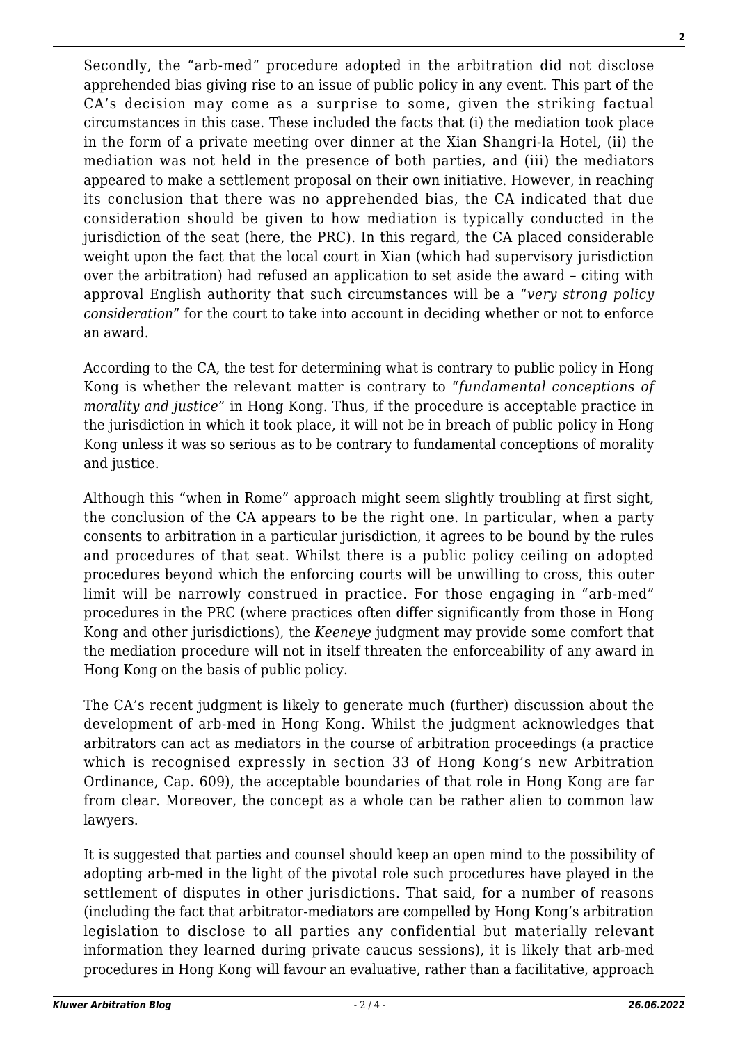Secondly, the "arb-med" procedure adopted in the arbitration did not disclose apprehended bias giving rise to an issue of public policy in any event. This part of the CA's decision may come as a surprise to some, given the striking factual circumstances in this case. These included the facts that (i) the mediation took place in the form of a private meeting over dinner at the Xian Shangri-la Hotel, (ii) the mediation was not held in the presence of both parties, and (iii) the mediators appeared to make a settlement proposal on their own initiative. However, in reaching its conclusion that there was no apprehended bias, the CA indicated that due consideration should be given to how mediation is typically conducted in the jurisdiction of the seat (here, the PRC). In this regard, the CA placed considerable weight upon the fact that the local court in Xian (which had supervisory jurisdiction over the arbitration) had refused an application to set aside the award – citing with approval English authority that such circumstances will be a "*very strong policy consideration*" for the court to take into account in deciding whether or not to enforce an award.

According to the CA, the test for determining what is contrary to public policy in Hong Kong is whether the relevant matter is contrary to "*fundamental conceptions of morality and justice*" in Hong Kong. Thus, if the procedure is acceptable practice in the jurisdiction in which it took place, it will not be in breach of public policy in Hong Kong unless it was so serious as to be contrary to fundamental conceptions of morality and justice.

Although this "when in Rome" approach might seem slightly troubling at first sight, the conclusion of the CA appears to be the right one. In particular, when a party consents to arbitration in a particular jurisdiction, it agrees to be bound by the rules and procedures of that seat. Whilst there is a public policy ceiling on adopted procedures beyond which the enforcing courts will be unwilling to cross, this outer limit will be narrowly construed in practice. For those engaging in "arb-med" procedures in the PRC (where practices often differ significantly from those in Hong Kong and other jurisdictions), the *Keeneye* judgment may provide some comfort that the mediation procedure will not in itself threaten the enforceability of any award in Hong Kong on the basis of public policy.

The CA's recent judgment is likely to generate much (further) discussion about the development of arb-med in Hong Kong. Whilst the judgment acknowledges that arbitrators can act as mediators in the course of arbitration proceedings (a practice which is recognised expressly in section 33 of Hong Kong's new Arbitration Ordinance, Cap. 609), the acceptable boundaries of that role in Hong Kong are far from clear. Moreover, the concept as a whole can be rather alien to common law lawyers.

It is suggested that parties and counsel should keep an open mind to the possibility of adopting arb-med in the light of the pivotal role such procedures have played in the settlement of disputes in other jurisdictions. That said, for a number of reasons (including the fact that arbitrator-mediators are compelled by Hong Kong's arbitration legislation to disclose to all parties any confidential but materially relevant information they learned during private caucus sessions), it is likely that arb-med procedures in Hong Kong will favour an evaluative, rather than a facilitative, approach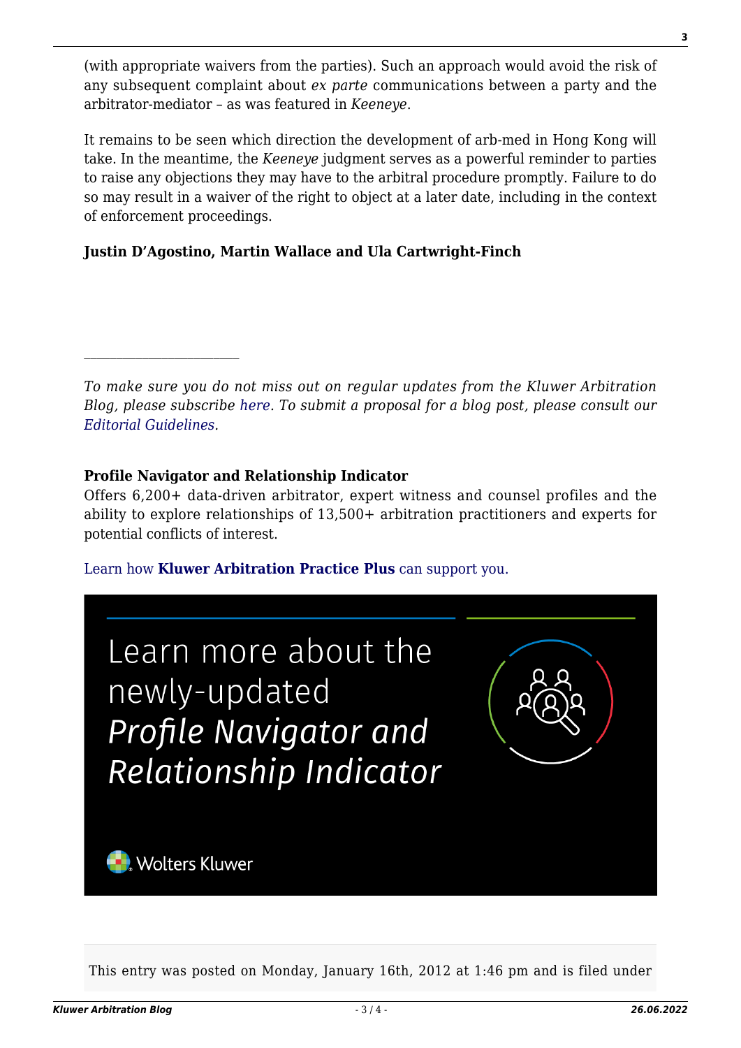(with appropriate waivers from the parties). Such an approach would avoid the risk of any subsequent complaint about *ex parte* communications between a party and the arbitrator-mediator – as was featured in *Keeneye*.

It remains to be seen which direction the development of arb-med in Hong Kong will take. In the meantime, the *Keeneye* judgment serves as a powerful reminder to parties to raise any objections they may have to the arbitral procedure promptly. Failure to do so may result in a waiver of the right to object at a later date, including in the context of enforcement proceedings.

**Justin D'Agostino, Martin Wallace and Ula Cartwright-Finch**

---

*To make sure you do not miss out on regular updates from the Kluwer Arbitration Blog, please subscribe here. To submit a proposal for a blog post, please consult our Editorial Guidelines.*

**Profile Navigator and Relationship Indicator**
Offers 6,200+ data-driven arbitrator, expert witness and counsel profiles and the ability to explore relationships of 13,500+ arbitration practitioners and experts for potential conflicts of interest.

Learn how **Kluwer Arbitration Practice Plus** can support you.

Learn more about the newly-updated *Profile Navigator and Relationship Indicator*

Wolters Kluwer

This entry was posted on Monday, January 16th, 2012 at 1:46 pm and is filed under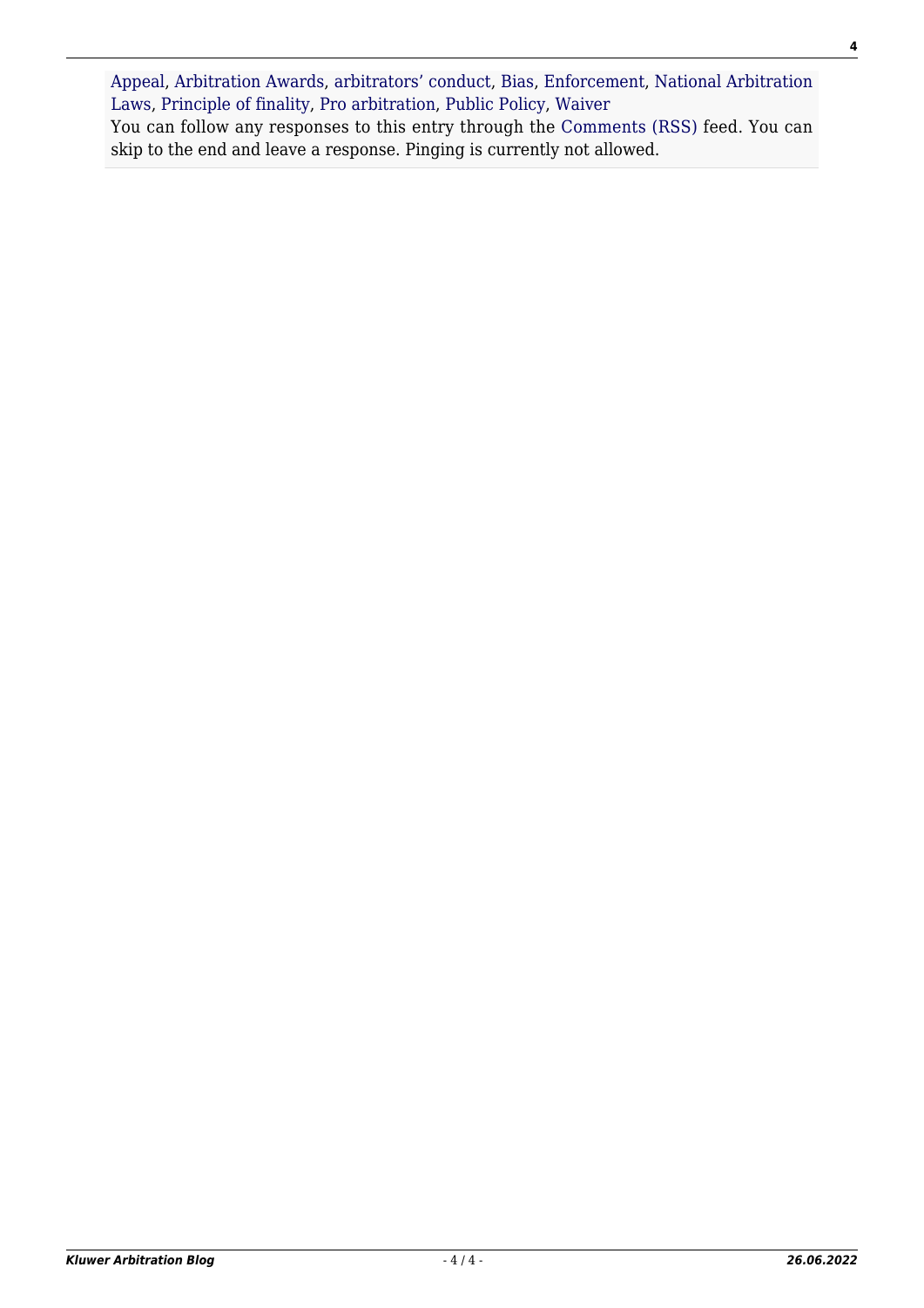Appeal, Arbitration Awards, arbitrators' conduct, Bias, Enforcement, National Arbitration Laws, Principle of finality, Pro arbitration, Public Policy, Waiver

You can follow any responses to this entry through the Comments (RSS) feed. You can skip to the end and leave a response. Pinging is currently not allowed.